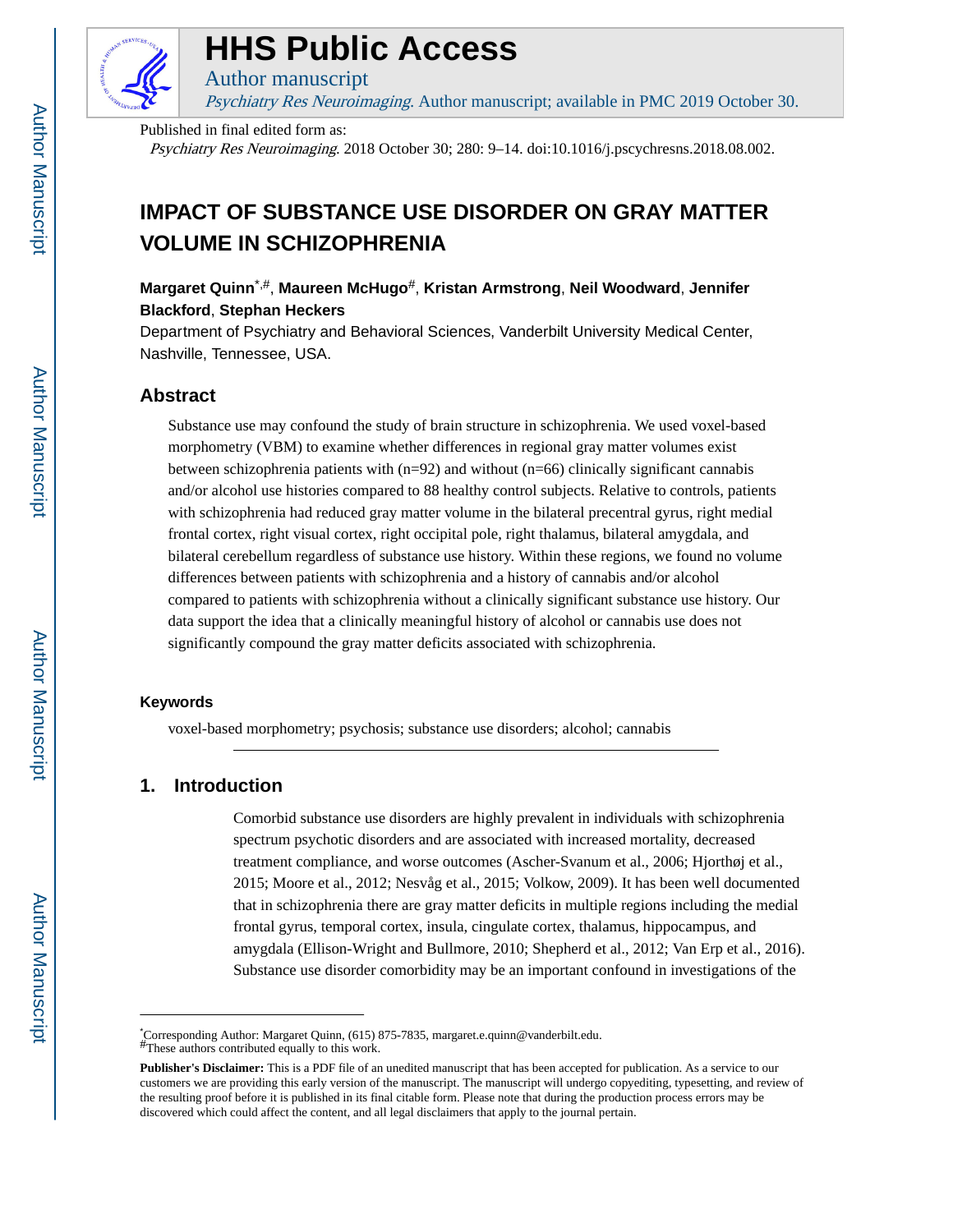# HHS Public Access

Author manuscript

*Psychiatry Res Neuroimaging*. Author manuscript; available in PMC 2019 October 30.

Published in final edited form as:

*Psychiatry Res Neuroimaging*. 2018 October 30; 280: 9–14. doi:10.1016/j.pscychresns.2018.08.002.

# IMPACT OF SUBSTANCE USE DISORDER ON GRAY MATTER VOLUME IN SCHIZOPHRENIA

**Margaret Quinn**[*,#], **Maureen McHugo**[#], **Kristan Armstrong**, **Neil Woodward**, **Jennifer Blackford**, **Stephan Heckers**

Department of Psychiatry and Behavioral Sciences, Vanderbilt University Medical Center, Nashville, Tennessee, USA.

## Abstract

Substance use may confound the study of brain structure in schizophrenia. We used voxel-based morphometry (VBM) to examine whether differences in regional gray matter volumes exist between schizophrenia patients with (n=92) and without (n=66) clinically significant cannabis and/or alcohol use histories compared to 88 healthy control subjects. Relative to controls, patients with schizophrenia had reduced gray matter volume in the bilateral precentral gyrus, right medial frontal cortex, right visual cortex, right occipital pole, right thalamus, bilateral amygdala, and bilateral cerebellum regardless of substance use history. Within these regions, we found no volume differences between patients with schizophrenia and a history of cannabis and/or alcohol compared to patients with schizophrenia without a clinically significant substance use history. Our data support the idea that a clinically meaningful history of alcohol or cannabis use does not significantly compound the gray matter deficits associated with schizophrenia.

### Keywords

voxel-based morphometry; psychosis; substance use disorders; alcohol; cannabis

## 1. Introduction

Comorbid substance use disorders are highly prevalent in individuals with schizophrenia spectrum psychotic disorders and are associated with increased mortality, decreased treatment compliance, and worse outcomes (Ascher-Svanum et al., 2006; Hjorthøj et al., 2015; Moore et al., 2012; Nesvåg et al., 2015; Volkow, 2009). It has been well documented that in schizophrenia there are gray matter deficits in multiple regions including the medial frontal gyrus, temporal cortex, insula, cingulate cortex, thalamus, hippocampus, and amygdala (Ellison-Wright and Bullmore, 2010; Shepherd et al., 2012; Van Erp et al., 2016). Substance use disorder comorbidity may be an important confound in investigations of the

[*]Corresponding Author: Margaret Quinn, (615) 875-7835, margaret.e.quinn@vanderbilt.edu.
[#]These authors contributed equally to this work.

**Publisher's Disclaimer:** This is a PDF file of an unedited manuscript that has been accepted for publication. As a service to our customers we are providing this early version of the manuscript. The manuscript will undergo copyediting, typesetting, and review of the resulting proof before it is published in its final citable form. Please note that during the production process errors may be discovered which could affect the content, and all legal disclaimers that apply to the journal pertain.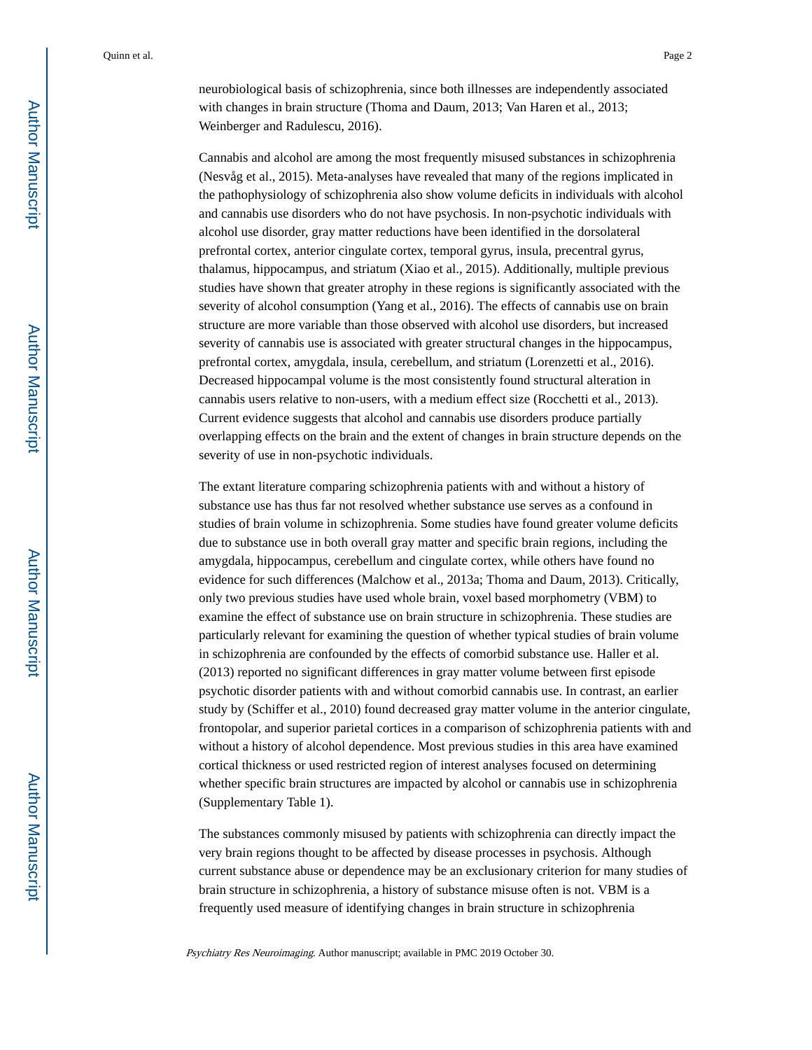neurobiological basis of schizophrenia, since both illnesses are independently associated with changes in brain structure (Thoma and Daum, 2013; Van Haren et al., 2013; Weinberger and Radulescu, 2016).

Cannabis and alcohol are among the most frequently misused substances in schizophrenia (Nesvåg et al., 2015). Meta-analyses have revealed that many of the regions implicated in the pathophysiology of schizophrenia also show volume deficits in individuals with alcohol and cannabis use disorders who do not have psychosis. In non-psychotic individuals with alcohol use disorder, gray matter reductions have been identified in the dorsolateral prefrontal cortex, anterior cingulate cortex, temporal gyrus, insula, precentral gyrus, thalamus, hippocampus, and striatum (Xiao et al., 2015). Additionally, multiple previous studies have shown that greater atrophy in these regions is significantly associated with the severity of alcohol consumption (Yang et al., 2016). The effects of cannabis use on brain structure are more variable than those observed with alcohol use disorders, but increased severity of cannabis use is associated with greater structural changes in the hippocampus, prefrontal cortex, amygdala, insula, cerebellum, and striatum (Lorenzetti et al., 2016). Decreased hippocampal volume is the most consistently found structural alteration in cannabis users relative to non-users, with a medium effect size (Rocchetti et al., 2013). Current evidence suggests that alcohol and cannabis use disorders produce partially overlapping effects on the brain and the extent of changes in brain structure depends on the severity of use in non-psychotic individuals.

The extant literature comparing schizophrenia patients with and without a history of substance use has thus far not resolved whether substance use serves as a confound in studies of brain volume in schizophrenia. Some studies have found greater volume deficits due to substance use in both overall gray matter and specific brain regions, including the amygdala, hippocampus, cerebellum and cingulate cortex, while others have found no evidence for such differences (Malchow et al., 2013a; Thoma and Daum, 2013). Critically, only two previous studies have used whole brain, voxel based morphometry (VBM) to examine the effect of substance use on brain structure in schizophrenia. These studies are particularly relevant for examining the question of whether typical studies of brain volume in schizophrenia are confounded by the effects of comorbid substance use. Haller et al. (2013) reported no significant differences in gray matter volume between first episode psychotic disorder patients with and without comorbid cannabis use. In contrast, an earlier study by (Schiffer et al., 2010) found decreased gray matter volume in the anterior cingulate, frontopolar, and superior parietal cortices in a comparison of schizophrenia patients with and without a history of alcohol dependence. Most previous studies in this area have examined cortical thickness or used restricted region of interest analyses focused on determining whether specific brain structures are impacted by alcohol or cannabis use in schizophrenia (Supplementary Table 1).

The substances commonly misused by patients with schizophrenia can directly impact the very brain regions thought to be affected by disease processes in psychosis. Although current substance abuse or dependence may be an exclusionary criterion for many studies of brain structure in schizophrenia, a history of substance misuse often is not. VBM is a frequently used measure of identifying changes in brain structure in schizophrenia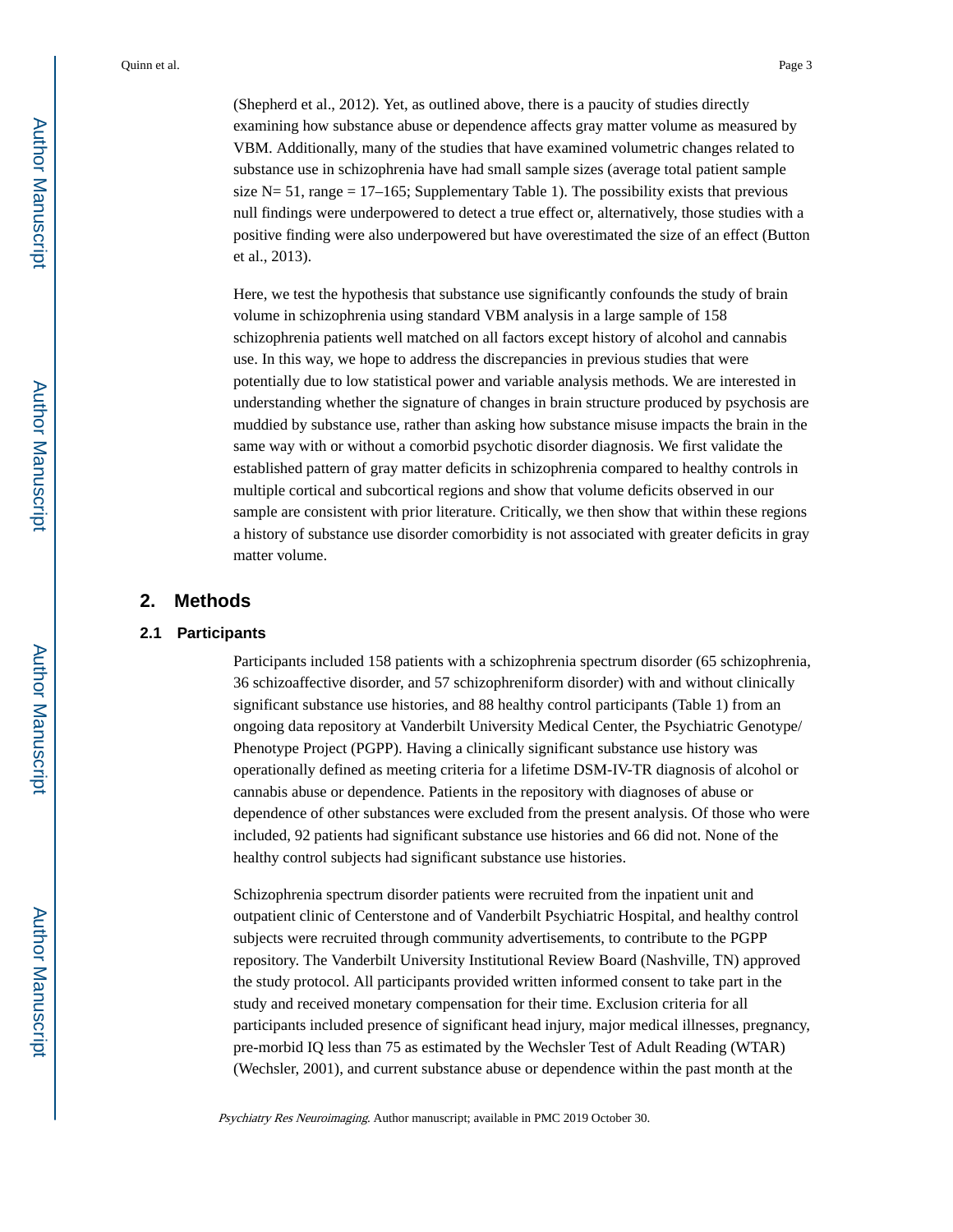(Shepherd et al., 2012). Yet, as outlined above, there is a paucity of studies directly examining how substance abuse or dependence affects gray matter volume as measured by VBM. Additionally, many of the studies that have examined volumetric changes related to substance use in schizophrenia have had small sample sizes (average total patient sample size N= 51, range = 17–165; Supplementary Table 1). The possibility exists that previous null findings were underpowered to detect a true effect or, alternatively, those studies with a positive finding were also underpowered but have overestimated the size of an effect (Button et al., 2013).

Here, we test the hypothesis that substance use significantly confounds the study of brain volume in schizophrenia using standard VBM analysis in a large sample of 158 schizophrenia patients well matched on all factors except history of alcohol and cannabis use. In this way, we hope to address the discrepancies in previous studies that were potentially due to low statistical power and variable analysis methods. We are interested in understanding whether the signature of changes in brain structure produced by psychosis are muddied by substance use, rather than asking how substance misuse impacts the brain in the same way with or without a comorbid psychotic disorder diagnosis. We first validate the established pattern of gray matter deficits in schizophrenia compared to healthy controls in multiple cortical and subcortical regions and show that volume deficits observed in our sample are consistent with prior literature. Critically, we then show that within these regions a history of substance use disorder comorbidity is not associated with greater deficits in gray matter volume.

## 2. Methods

### 2.1 Participants

Participants included 158 patients with a schizophrenia spectrum disorder (65 schizophrenia, 36 schizoaffective disorder, and 57 schizophreniform disorder) with and without clinically significant substance use histories, and 88 healthy control participants (Table 1) from an ongoing data repository at Vanderbilt University Medical Center, the Psychiatric Genotype/Phenotype Project (PGPP). Having a clinically significant substance use history was operationally defined as meeting criteria for a lifetime DSM-IV-TR diagnosis of alcohol or cannabis abuse or dependence. Patients in the repository with diagnoses of abuse or dependence of other substances were excluded from the present analysis. Of those who were included, 92 patients had significant substance use histories and 66 did not. None of the healthy control subjects had significant substance use histories.

Schizophrenia spectrum disorder patients were recruited from the inpatient unit and outpatient clinic of Centerstone and of Vanderbilt Psychiatric Hospital, and healthy control subjects were recruited through community advertisements, to contribute to the PGPP repository. The Vanderbilt University Institutional Review Board (Nashville, TN) approved the study protocol. All participants provided written informed consent to take part in the study and received monetary compensation for their time. Exclusion criteria for all participants included presence of significant head injury, major medical illnesses, pregnancy, pre-morbid IQ less than 75 as estimated by the Wechsler Test of Adult Reading (WTAR) (Wechsler, 2001), and current substance abuse or dependence within the past month at the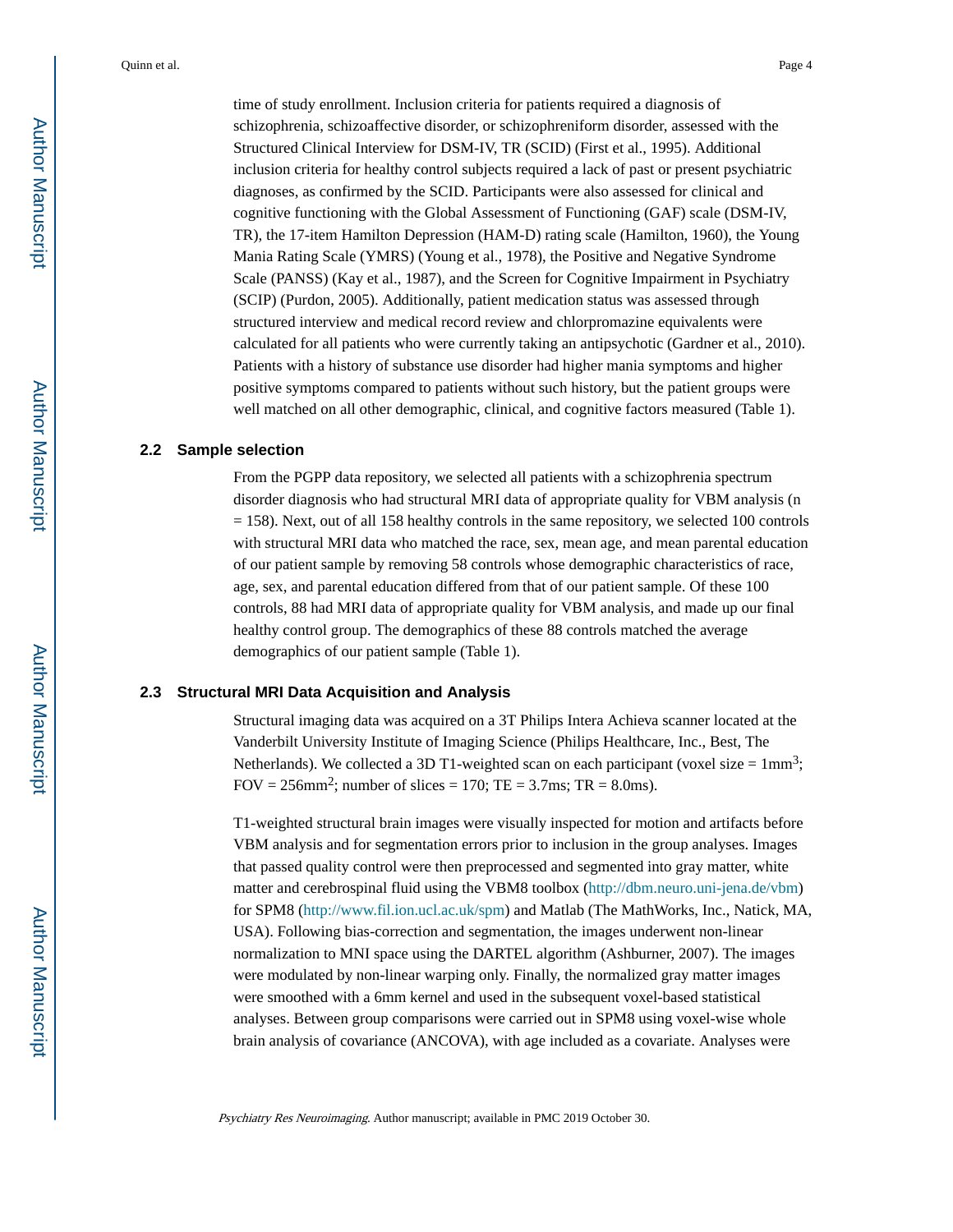time of study enrollment. Inclusion criteria for patients required a diagnosis of schizophrenia, schizoaffective disorder, or schizophreniform disorder, assessed with the Structured Clinical Interview for DSM-IV, TR (SCID) (First et al., 1995). Additional inclusion criteria for healthy control subjects required a lack of past or present psychiatric diagnoses, as confirmed by the SCID. Participants were also assessed for clinical and cognitive functioning with the Global Assessment of Functioning (GAF) scale (DSM-IV, TR), the 17-item Hamilton Depression (HAM-D) rating scale (Hamilton, 1960), the Young Mania Rating Scale (YMRS) (Young et al., 1978), the Positive and Negative Syndrome Scale (PANSS) (Kay et al., 1987), and the Screen for Cognitive Impairment in Psychiatry (SCIP) (Purdon, 2005). Additionally, patient medication status was assessed through structured interview and medical record review and chlorpromazine equivalents were calculated for all patients who were currently taking an antipsychotic (Gardner et al., 2010). Patients with a history of substance use disorder had higher mania symptoms and higher positive symptoms compared to patients without such history, but the patient groups were well matched on all other demographic, clinical, and cognitive factors measured (Table 1).

## 2.2 Sample selection

From the PGPP data repository, we selected all patients with a schizophrenia spectrum disorder diagnosis who had structural MRI data of appropriate quality for VBM analysis (n = 158). Next, out of all 158 healthy controls in the same repository, we selected 100 controls with structural MRI data who matched the race, sex, mean age, and mean parental education of our patient sample by removing 58 controls whose demographic characteristics of race, age, sex, and parental education differed from that of our patient sample. Of these 100 controls, 88 had MRI data of appropriate quality for VBM analysis, and made up our final healthy control group. The demographics of these 88 controls matched the average demographics of our patient sample (Table 1).

## 2.3 Structural MRI Data Acquisition and Analysis

Structural imaging data was acquired on a 3T Philips Intera Achieva scanner located at the Vanderbilt University Institute of Imaging Science (Philips Healthcare, Inc., Best, The Netherlands). We collected a 3D T1-weighted scan on each participant (voxel size = 1mm$^3$; FOV = 256mm$^2$; number of slices = 170; TE = 3.7ms; TR = 8.0ms).

T1-weighted structural brain images were visually inspected for motion and artifacts before VBM analysis and for segmentation errors prior to inclusion in the group analyses. Images that passed quality control were then preprocessed and segmented into gray matter, white matter and cerebrospinal fluid using the VBM8 toolbox (http://dbm.neuro.uni-jena.de/vbm) for SPM8 (http://www.fil.ion.ucl.ac.uk/spm) and Matlab (The MathWorks, Inc., Natick, MA, USA). Following bias-correction and segmentation, the images underwent non-linear normalization to MNI space using the DARTEL algorithm (Ashburner, 2007). The images were modulated by non-linear warping only. Finally, the normalized gray matter images were smoothed with a 6mm kernel and used in the subsequent voxel-based statistical analyses. Between group comparisons were carried out in SPM8 using voxel-wise whole brain analysis of covariance (ANCOVA), with age included as a covariate. Analyses were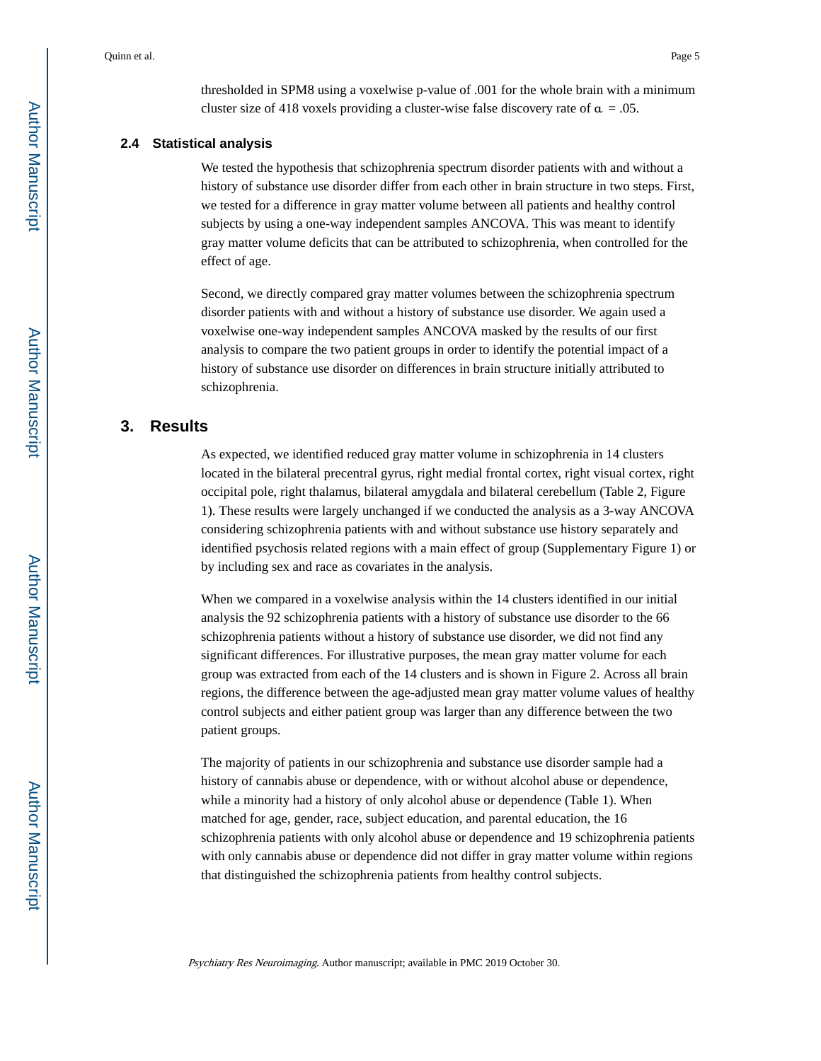thresholded in SPM8 using a voxelwise p-value of .001 for the whole brain with a minimum cluster size of 418 voxels providing a cluster-wise false discovery rate of $\alpha = .05$.

### 2.4 Statistical analysis

We tested the hypothesis that schizophrenia spectrum disorder patients with and without a history of substance use disorder differ from each other in brain structure in two steps. First, we tested for a difference in gray matter volume between all patients and healthy control subjects by using a one-way independent samples ANCOVA. This was meant to identify gray matter volume deficits that can be attributed to schizophrenia, when controlled for the effect of age.

Second, we directly compared gray matter volumes between the schizophrenia spectrum disorder patients with and without a history of substance use disorder. We again used a voxelwise one-way independent samples ANCOVA masked by the results of our first analysis to compare the two patient groups in order to identify the potential impact of a history of substance use disorder on differences in brain structure initially attributed to schizophrenia.

## 3. Results

As expected, we identified reduced gray matter volume in schizophrenia in 14 clusters located in the bilateral precentral gyrus, right medial frontal cortex, right visual cortex, right occipital pole, right thalamus, bilateral amygdala and bilateral cerebellum (Table 2, Figure 1). These results were largely unchanged if we conducted the analysis as a 3-way ANCOVA considering schizophrenia patients with and without substance use history separately and identified psychosis related regions with a main effect of group (Supplementary Figure 1) or by including sex and race as covariates in the analysis.

When we compared in a voxelwise analysis within the 14 clusters identified in our initial analysis the 92 schizophrenia patients with a history of substance use disorder to the 66 schizophrenia patients without a history of substance use disorder, we did not find any significant differences. For illustrative purposes, the mean gray matter volume for each group was extracted from each of the 14 clusters and is shown in Figure 2. Across all brain regions, the difference between the age-adjusted mean gray matter volume values of healthy control subjects and either patient group was larger than any difference between the two patient groups.

The majority of patients in our schizophrenia and substance use disorder sample had a history of cannabis abuse or dependence, with or without alcohol abuse or dependence, while a minority had a history of only alcohol abuse or dependence (Table 1). When matched for age, gender, race, subject education, and parental education, the 16 schizophrenia patients with only alcohol abuse or dependence and 19 schizophrenia patients with only cannabis abuse or dependence did not differ in gray matter volume within regions that distinguished the schizophrenia patients from healthy control subjects.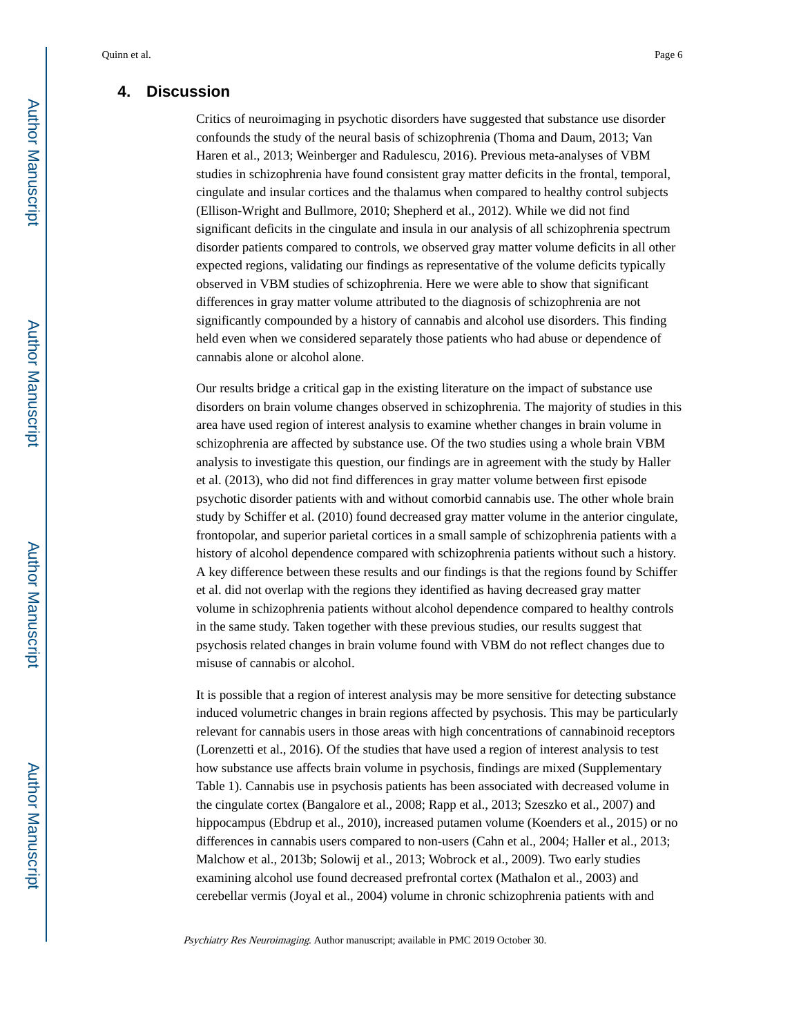## 4. Discussion

Critics of neuroimaging in psychotic disorders have suggested that substance use disorder confounds the study of the neural basis of schizophrenia (Thoma and Daum, 2013; Van Haren et al., 2013; Weinberger and Radulescu, 2016). Previous meta-analyses of VBM studies in schizophrenia have found consistent gray matter deficits in the frontal, temporal, cingulate and insular cortices and the thalamus when compared to healthy control subjects (Ellison-Wright and Bullmore, 2010; Shepherd et al., 2012). While we did not find significant deficits in the cingulate and insula in our analysis of all schizophrenia spectrum disorder patients compared to controls, we observed gray matter volume deficits in all other expected regions, validating our findings as representative of the volume deficits typically observed in VBM studies of schizophrenia. Here we were able to show that significant differences in gray matter volume attributed to the diagnosis of schizophrenia are not significantly compounded by a history of cannabis and alcohol use disorders. This finding held even when we considered separately those patients who had abuse or dependence of cannabis alone or alcohol alone.

Our results bridge a critical gap in the existing literature on the impact of substance use disorders on brain volume changes observed in schizophrenia. The majority of studies in this area have used region of interest analysis to examine whether changes in brain volume in schizophrenia are affected by substance use. Of the two studies using a whole brain VBM analysis to investigate this question, our findings are in agreement with the study by Haller et al. (2013), who did not find differences in gray matter volume between first episode psychotic disorder patients with and without comorbid cannabis use. The other whole brain study by Schiffer et al. (2010) found decreased gray matter volume in the anterior cingulate, frontopolar, and superior parietal cortices in a small sample of schizophrenia patients with a history of alcohol dependence compared with schizophrenia patients without such a history. A key difference between these results and our findings is that the regions found by Schiffer et al. did not overlap with the regions they identified as having decreased gray matter volume in schizophrenia patients without alcohol dependence compared to healthy controls in the same study. Taken together with these previous studies, our results suggest that psychosis related changes in brain volume found with VBM do not reflect changes due to misuse of cannabis or alcohol.

It is possible that a region of interest analysis may be more sensitive for detecting substance induced volumetric changes in brain regions affected by psychosis. This may be particularly relevant for cannabis users in those areas with high concentrations of cannabinoid receptors (Lorenzetti et al., 2016). Of the studies that have used a region of interest analysis to test how substance use affects brain volume in psychosis, findings are mixed (Supplementary Table 1). Cannabis use in psychosis patients has been associated with decreased volume in the cingulate cortex (Bangalore et al., 2008; Rapp et al., 2013; Szeszko et al., 2007) and hippocampus (Ebdrup et al., 2010), increased putamen volume (Koenders et al., 2015) or no differences in cannabis users compared to non-users (Cahn et al., 2004; Haller et al., 2013; Malchow et al., 2013b; Solowij et al., 2013; Wobrock et al., 2009). Two early studies examining alcohol use found decreased prefrontal cortex (Mathalon et al., 2003) and cerebellar vermis (Joyal et al., 2004) volume in chronic schizophrenia patients with and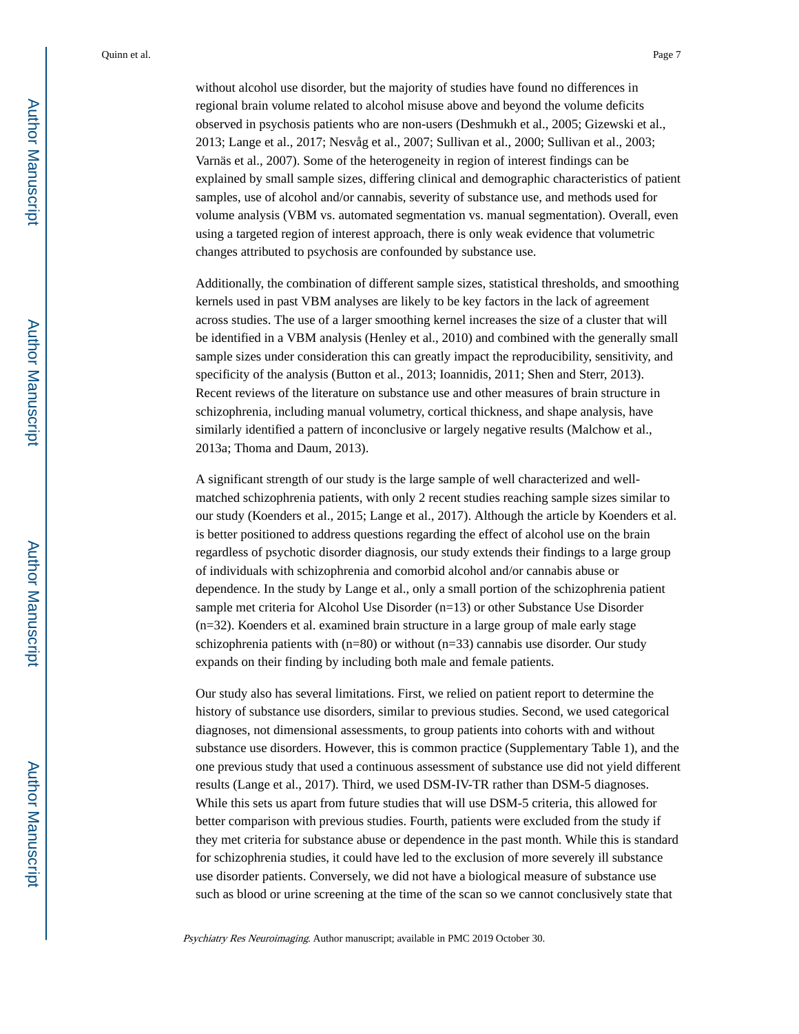without alcohol use disorder, but the majority of studies have found no differences in regional brain volume related to alcohol misuse above and beyond the volume deficits observed in psychosis patients who are non-users (Deshmukh et al., 2005; Gizewski et al., 2013; Lange et al., 2017; Nesvåg et al., 2007; Sullivan et al., 2000; Sullivan et al., 2003; Varnäs et al., 2007). Some of the heterogeneity in region of interest findings can be explained by small sample sizes, differing clinical and demographic characteristics of patient samples, use of alcohol and/or cannabis, severity of substance use, and methods used for volume analysis (VBM vs. automated segmentation vs. manual segmentation). Overall, even using a targeted region of interest approach, there is only weak evidence that volumetric changes attributed to psychosis are confounded by substance use.

Additionally, the combination of different sample sizes, statistical thresholds, and smoothing kernels used in past VBM analyses are likely to be key factors in the lack of agreement across studies. The use of a larger smoothing kernel increases the size of a cluster that will be identified in a VBM analysis (Henley et al., 2010) and combined with the generally small sample sizes under consideration this can greatly impact the reproducibility, sensitivity, and specificity of the analysis (Button et al., 2013; Ioannidis, 2011; Shen and Sterr, 2013). Recent reviews of the literature on substance use and other measures of brain structure in schizophrenia, including manual volumetry, cortical thickness, and shape analysis, have similarly identified a pattern of inconclusive or largely negative results (Malchow et al., 2013a; Thoma and Daum, 2013).

A significant strength of our study is the large sample of well characterized and well-matched schizophrenia patients, with only 2 recent studies reaching sample sizes similar to our study (Koenders et al., 2015; Lange et al., 2017). Although the article by Koenders et al. is better positioned to address questions regarding the effect of alcohol use on the brain regardless of psychotic disorder diagnosis, our study extends their findings to a large group of individuals with schizophrenia and comorbid alcohol and/or cannabis abuse or dependence. In the study by Lange et al., only a small portion of the schizophrenia patient sample met criteria for Alcohol Use Disorder (n=13) or other Substance Use Disorder (n=32). Koenders et al. examined brain structure in a large group of male early stage schizophrenia patients with (n=80) or without (n=33) cannabis use disorder. Our study expands on their finding by including both male and female patients.

Our study also has several limitations. First, we relied on patient report to determine the history of substance use disorders, similar to previous studies. Second, we used categorical diagnoses, not dimensional assessments, to group patients into cohorts with and without substance use disorders. However, this is common practice (Supplementary Table 1), and the one previous study that used a continuous assessment of substance use did not yield different results (Lange et al., 2017). Third, we used DSM-IV-TR rather than DSM-5 diagnoses. While this sets us apart from future studies that will use DSM-5 criteria, this allowed for better comparison with previous studies. Fourth, patients were excluded from the study if they met criteria for substance abuse or dependence in the past month. While this is standard for schizophrenia studies, it could have led to the exclusion of more severely ill substance use disorder patients. Conversely, we did not have a biological measure of substance use such as blood or urine screening at the time of the scan so we cannot conclusively state that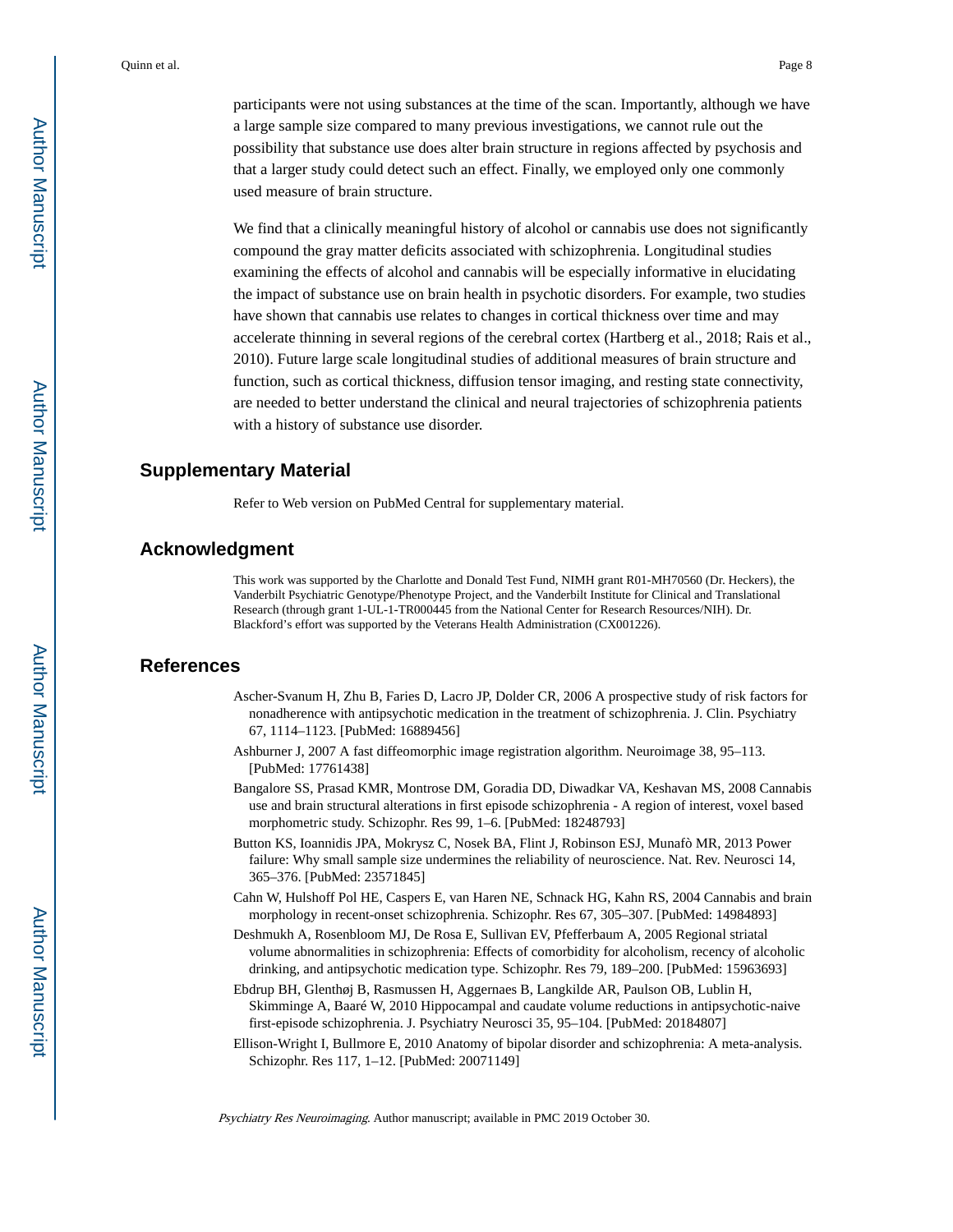participants were not using substances at the time of the scan. Importantly, although we have a large sample size compared to many previous investigations, we cannot rule out the possibility that substance use does alter brain structure in regions affected by psychosis and that a larger study could detect such an effect. Finally, we employed only one commonly used measure of brain structure.

We find that a clinically meaningful history of alcohol or cannabis use does not significantly compound the gray matter deficits associated with schizophrenia. Longitudinal studies examining the effects of alcohol and cannabis will be especially informative in elucidating the impact of substance use on brain health in psychotic disorders. For example, two studies have shown that cannabis use relates to changes in cortical thickness over time and may accelerate thinning in several regions of the cerebral cortex (Hartberg et al., 2018; Rais et al., 2010). Future large scale longitudinal studies of additional measures of brain structure and function, such as cortical thickness, diffusion tensor imaging, and resting state connectivity, are needed to better understand the clinical and neural trajectories of schizophrenia patients with a history of substance use disorder.

## Supplementary Material

Refer to Web version on PubMed Central for supplementary material.

## Acknowledgment

This work was supported by the Charlotte and Donald Test Fund, NIMH grant R01-MH70560 (Dr. Heckers), the Vanderbilt Psychiatric Genotype/Phenotype Project, and the Vanderbilt Institute for Clinical and Translational Research (through grant 1-UL-1-TR000445 from the National Center for Research Resources/NIH). Dr. Blackford's effort was supported by the Veterans Health Administration (CX001226).

## References

Ascher-Svanum H, Zhu B, Faries D, Lacro JP, Dolder CR, 2006 A prospective study of risk factors for nonadherence with antipsychotic medication in the treatment of schizophrenia. J. Clin. Psychiatry 67, 1114–1123. [PubMed: 16889456]

Ashburner J, 2007 A fast diffeomorphic image registration algorithm. Neuroimage 38, 95–113. [PubMed: 17761438]

Bangalore SS, Prasad KMR, Montrose DM, Goradia DD, Diwadkar VA, Keshavan MS, 2008 Cannabis use and brain structural alterations in first episode schizophrenia - A region of interest, voxel based morphometric study. Schizophr. Res 99, 1–6. [PubMed: 18248793]

Button KS, Ioannidis JPA, Mokrysz C, Nosek BA, Flint J, Robinson ESJ, Munafò MR, 2013 Power failure: Why small sample size undermines the reliability of neuroscience. Nat. Rev. Neurosci 14, 365–376. [PubMed: 23571845]

Cahn W, Hulshoff Pol HE, Caspers E, van Haren NE, Schnack HG, Kahn RS, 2004 Cannabis and brain morphology in recent-onset schizophrenia. Schizophr. Res 67, 305–307. [PubMed: 14984893]

Deshmukh A, Rosenbloom MJ, De Rosa E, Sullivan EV, Pfefferbaum A, 2005 Regional striatal volume abnormalities in schizophrenia: Effects of comorbidity for alcoholism, recency of alcoholic drinking, and antipsychotic medication type. Schizophr. Res 79, 189–200. [PubMed: 15963693]

Ebdrup BH, Glenthøj B, Rasmussen H, Aggernaes B, Langkilde AR, Paulson OB, Lublin H, Skimminge A, Baaré W, 2010 Hippocampal and caudate volume reductions in antipsychotic-naive first-episode schizophrenia. J. Psychiatry Neurosci 35, 95–104. [PubMed: 20184807]

Ellison-Wright I, Bullmore E, 2010 Anatomy of bipolar disorder and schizophrenia: A meta-analysis. Schizophr. Res 117, 1–12. [PubMed: 20071149]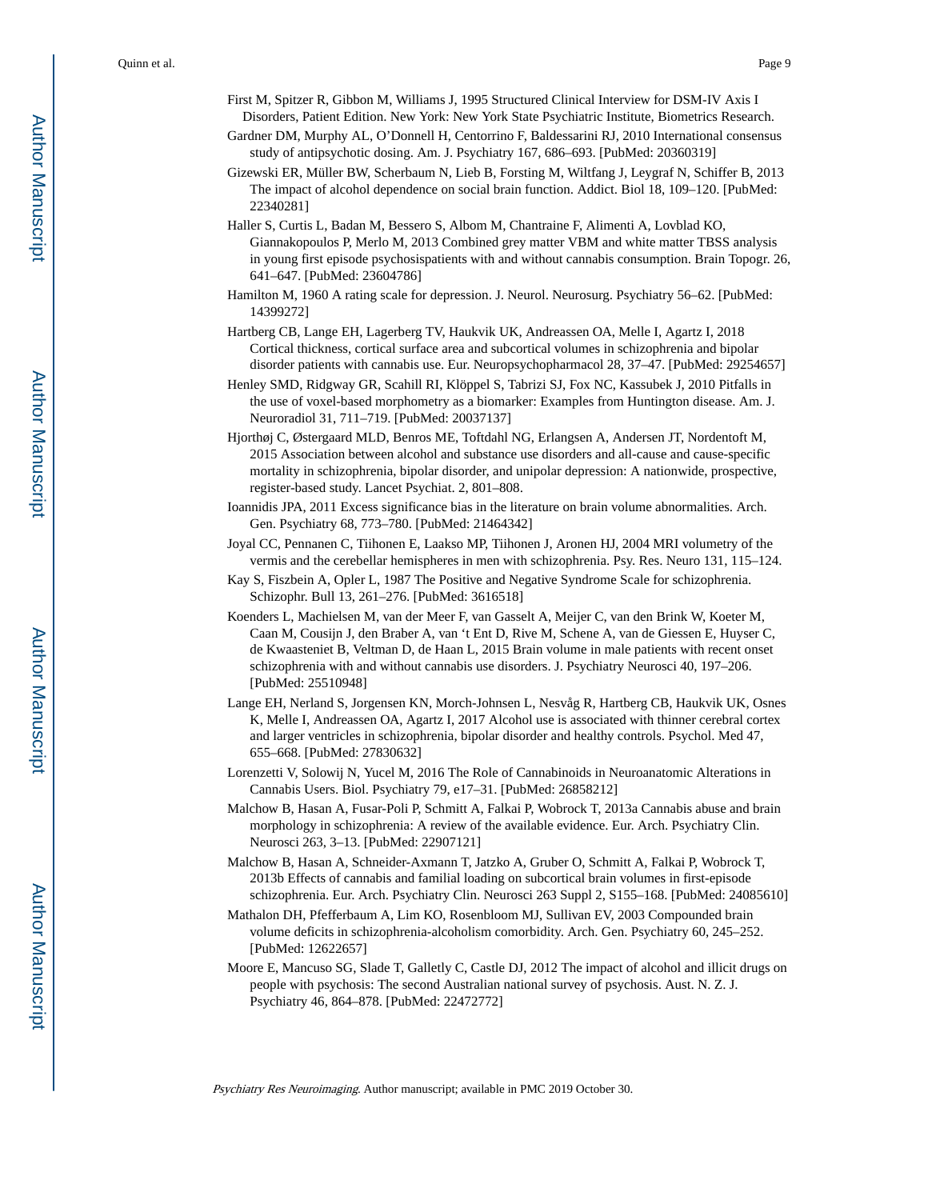First M, Spitzer R, Gibbon M, Williams J, 1995 Structured Clinical Interview for DSM-IV Axis I Disorders, Patient Edition. New York: New York State Psychiatric Institute, Biometrics Research.

Gardner DM, Murphy AL, O'Donnell H, Centorrino F, Baldessarini RJ, 2010 International consensus study of antipsychotic dosing. Am. J. Psychiatry 167, 686–693. [PubMed: 20360319]

Gizewski ER, Müller BW, Scherbaum N, Lieb B, Forsting M, Wiltfang J, Leygraf N, Schiffer B, 2013 The impact of alcohol dependence on social brain function. Addict. Biol 18, 109–120. [PubMed: 22340281]

Haller S, Curtis L, Badan M, Bessero S, Albom M, Chantraine F, Alimenti A, Lovblad KO, Giannakopoulos P, Merlo M, 2013 Combined grey matter VBM and white matter TBSS analysis in young first episode psychosispatients with and without cannabis consumption. Brain Topogr. 26, 641–647. [PubMed: 23604786]

Hamilton M, 1960 A rating scale for depression. J. Neurol. Neurosurg. Psychiatry 56–62. [PubMed: 14399272]

Hartberg CB, Lange EH, Lagerberg TV, Haukvik UK, Andreassen OA, Melle I, Agartz I, 2018 Cortical thickness, cortical surface area and subcortical volumes in schizophrenia and bipolar disorder patients with cannabis use. Eur. Neuropsychopharmacol 28, 37–47. [PubMed: 29254657]

Henley SMD, Ridgway GR, Scahill RI, Klöppel S, Tabrizi SJ, Fox NC, Kassubek J, 2010 Pitfalls in the use of voxel-based morphometry as a biomarker: Examples from Huntington disease. Am. J. Neuroradiol 31, 711–719. [PubMed: 20037137]

Hjorthøj C, Østergaard MLD, Benros ME, Toftdahl NG, Erlangsen A, Andersen JT, Nordentoft M, 2015 Association between alcohol and substance use disorders and all-cause and cause-specific mortality in schizophrenia, bipolar disorder, and unipolar depression: A nationwide, prospective, register-based study. Lancet Psychiat. 2, 801–808.

Ioannidis JPA, 2011 Excess significance bias in the literature on brain volume abnormalities. Arch. Gen. Psychiatry 68, 773–780. [PubMed: 21464342]

Joyal CC, Pennanen C, Tiihonen E, Laakso MP, Tiihonen J, Aronen HJ, 2004 MRI volumetry of the vermis and the cerebellar hemispheres in men with schizophrenia. Psy. Res. Neuro 131, 115–124.

Kay S, Fiszbein A, Opler L, 1987 The Positive and Negative Syndrome Scale for schizophrenia. Schizophr. Bull 13, 261–276. [PubMed: 3616518]

Koenders L, Machielsen M, van der Meer F, van Gasselt A, Meijer C, van den Brink W, Koeter M, Caan M, Cousijn J, den Braber A, van 't Ent D, Rive M, Schene A, van de Giessen E, Huyser C, de Kwaasteniet B, Veltman D, de Haan L, 2015 Brain volume in male patients with recent onset schizophrenia with and without cannabis use disorders. J. Psychiatry Neurosci 40, 197–206. [PubMed: 25510948]

Lange EH, Nerland S, Jorgensen KN, Morch-Johnsen L, Nesvåg R, Hartberg CB, Haukvik UK, Osnes K, Melle I, Andreassen OA, Agartz I, 2017 Alcohol use is associated with thinner cerebral cortex and larger ventricles in schizophrenia, bipolar disorder and healthy controls. Psychol. Med 47, 655–668. [PubMed: 27830632]

Lorenzetti V, Solowij N, Yucel M, 2016 The Role of Cannabinoids in Neuroanatomic Alterations in Cannabis Users. Biol. Psychiatry 79, e17–31. [PubMed: 26858212]

Malchow B, Hasan A, Fusar-Poli P, Schmitt A, Falkai P, Wobrock T, 2013a Cannabis abuse and brain morphology in schizophrenia: A review of the available evidence. Eur. Arch. Psychiatry Clin. Neurosci 263, 3–13. [PubMed: 22907121]

Malchow B, Hasan A, Schneider-Axmann T, Jatzko A, Gruber O, Schmitt A, Falkai P, Wobrock T, 2013b Effects of cannabis and familial loading on subcortical brain volumes in first-episode schizophrenia. Eur. Arch. Psychiatry Clin. Neurosci 263 Suppl 2, S155–168. [PubMed: 24085610]

Mathalon DH, Pfefferbaum A, Lim KO, Rosenbloom MJ, Sullivan EV, 2003 Compounded brain volume deficits in schizophrenia-alcoholism comorbidity. Arch. Gen. Psychiatry 60, 245–252. [PubMed: 12622657]

Moore E, Mancuso SG, Slade T, Galletly C, Castle DJ, 2012 The impact of alcohol and illicit drugs on people with psychosis: The second Australian national survey of psychosis. Aust. N. Z. J. Psychiatry 46, 864–878. [PubMed: 22472772]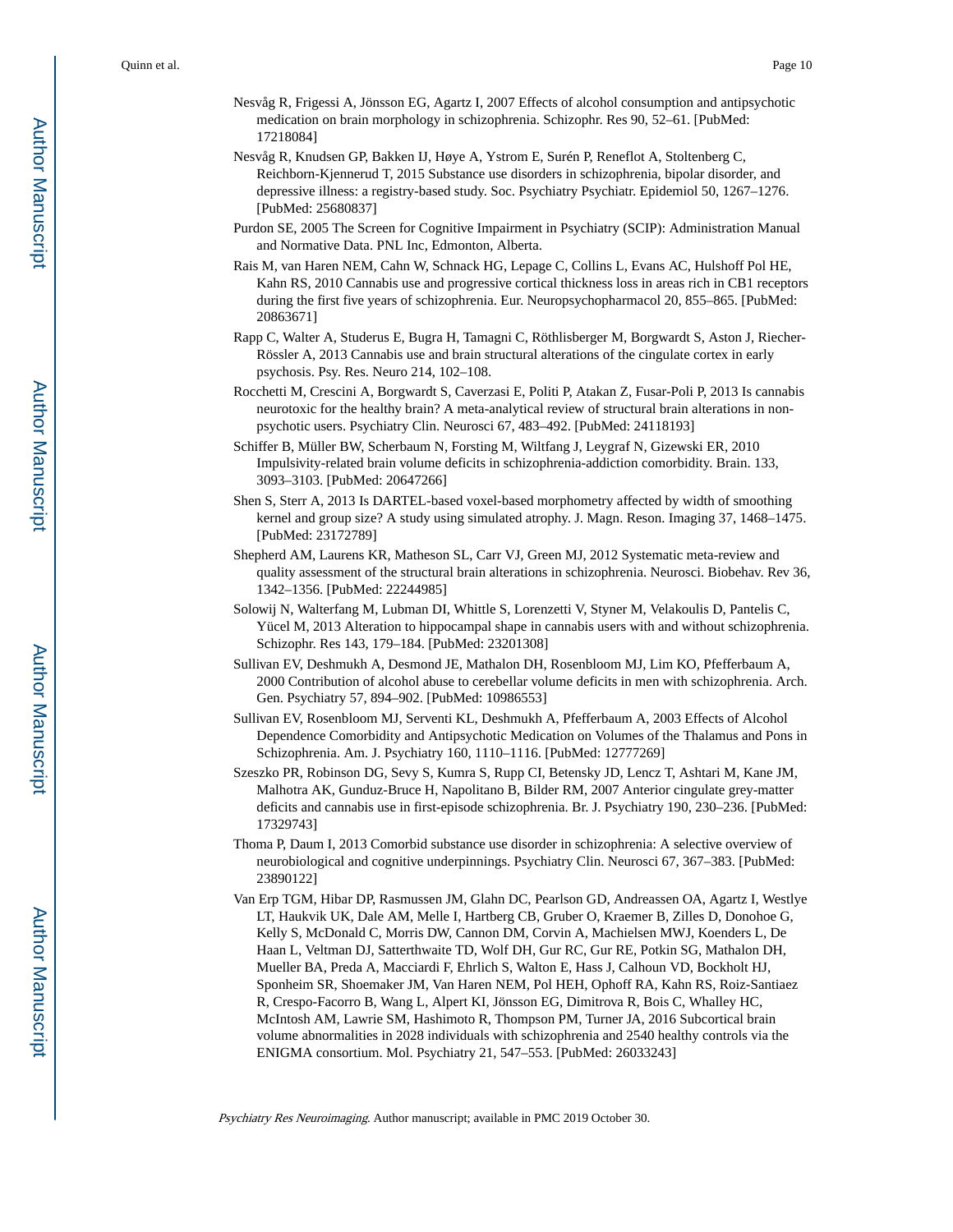Nesvåg R, Frigessi A, Jönsson EG, Agartz I, 2007 Effects of alcohol consumption and antipsychotic medication on brain morphology in schizophrenia. Schizophr. Res 90, 52–61. [PubMed: 17218084]

Nesvåg R, Knudsen GP, Bakken IJ, Høye A, Ystrom E, Surén P, Reneflot A, Stoltenberg C, Reichborn-Kjennerud T, 2015 Substance use disorders in schizophrenia, bipolar disorder, and depressive illness: a registry-based study. Soc. Psychiatry Psychiatr. Epidemiol 50, 1267–1276. [PubMed: 25680837]

Purdon SE, 2005 The Screen for Cognitive Impairment in Psychiatry (SCIP): Administration Manual and Normative Data. PNL Inc, Edmonton, Alberta.

Rais M, van Haren NEM, Cahn W, Schnack HG, Lepage C, Collins L, Evans AC, Hulshoff Pol HE, Kahn RS, 2010 Cannabis use and progressive cortical thickness loss in areas rich in CB1 receptors during the first five years of schizophrenia. Eur. Neuropsychopharmacol 20, 855–865. [PubMed: 20863671]

Rapp C, Walter A, Studerus E, Bugra H, Tamagni C, Röthlisberger M, Borgwardt S, Aston J, Riecher-Rössler A, 2013 Cannabis use and brain structural alterations of the cingulate cortex in early psychosis. Psy. Res. Neuro 214, 102–108.

Rocchetti M, Crescini A, Borgwardt S, Caverzasi E, Politi P, Atakan Z, Fusar-Poli P, 2013 Is cannabis neurotoxic for the healthy brain? A meta-analytical review of structural brain alterations in non-psychotic users. Psychiatry Clin. Neurosci 67, 483–492. [PubMed: 24118193]

Schiffer B, Müller BW, Scherbaum N, Forsting M, Wiltfang J, Leygraf N, Gizewski ER, 2010 Impulsivity-related brain volume deficits in schizophrenia-addiction comorbidity. Brain. 133, 3093–3103. [PubMed: 20647266]

Shen S, Sterr A, 2013 Is DARTEL-based voxel-based morphometry affected by width of smoothing kernel and group size? A study using simulated atrophy. J. Magn. Reson. Imaging 37, 1468–1475. [PubMed: 23172789]

Shepherd AM, Laurens KR, Matheson SL, Carr VJ, Green MJ, 2012 Systematic meta-review and quality assessment of the structural brain alterations in schizophrenia. Neurosci. Biobehav. Rev 36, 1342–1356. [PubMed: 22244985]

Solowij N, Walterfang M, Lubman DI, Whittle S, Lorenzetti V, Styner M, Velakoulis D, Pantelis C, Yücel M, 2013 Alteration to hippocampal shape in cannabis users with and without schizophrenia. Schizophr. Res 143, 179–184. [PubMed: 23201308]

Sullivan EV, Deshmukh A, Desmond JE, Mathalon DH, Rosenbloom MJ, Lim KO, Pfefferbaum A, 2000 Contribution of alcohol abuse to cerebellar volume deficits in men with schizophrenia. Arch. Gen. Psychiatry 57, 894–902. [PubMed: 10986553]

Sullivan EV, Rosenbloom MJ, Serventi KL, Deshmukh A, Pfefferbaum A, 2003 Effects of Alcohol Dependence Comorbidity and Antipsychotic Medication on Volumes of the Thalamus and Pons in Schizophrenia. Am. J. Psychiatry 160, 1110–1116. [PubMed: 12777269]

Szeszko PR, Robinson DG, Sevy S, Kumra S, Rupp CI, Betensky JD, Lencz T, Ashtari M, Kane JM, Malhotra AK, Gunduz-Bruce H, Napolitano B, Bilder RM, 2007 Anterior cingulate grey-matter deficits and cannabis use in first-episode schizophrenia. Br. J. Psychiatry 190, 230–236. [PubMed: 17329743]

Thoma P, Daum I, 2013 Comorbid substance use disorder in schizophrenia: A selective overview of neurobiological and cognitive underpinnings. Psychiatry Clin. Neurosci 67, 367–383. [PubMed: 23890122]

Van Erp TGM, Hibar DP, Rasmussen JM, Glahn DC, Pearlson GD, Andreassen OA, Agartz I, Westlye LT, Haukvik UK, Dale AM, Melle I, Hartberg CB, Gruber O, Kraemer B, Zilles D, Donohoe G, Kelly S, McDonald C, Morris DW, Cannon DM, Corvin A, Machielsen MWJ, Koenders L, De Haan L, Veltman DJ, Satterthwaite TD, Wolf DH, Gur RC, Gur RE, Potkin SG, Mathalon DH, Mueller BA, Preda A, Macciardi F, Ehrlich S, Walton E, Hass J, Calhoun VD, Bockholt HJ, Sponheim SR, Shoemaker JM, Van Haren NEM, Pol HEH, Ophoff RA, Kahn RS, Roiz-Santiaez R, Crespo-Facorro B, Wang L, Alpert KI, Jönsson EG, Dimitrova R, Bois C, Whalley HC, McIntosh AM, Lawrie SM, Hashimoto R, Thompson PM, Turner JA, 2016 Subcortical brain volume abnormalities in 2028 individuals with schizophrenia and 2540 healthy controls via the ENIGMA consortium. Mol. Psychiatry 21, 547–553. [PubMed: 26033243]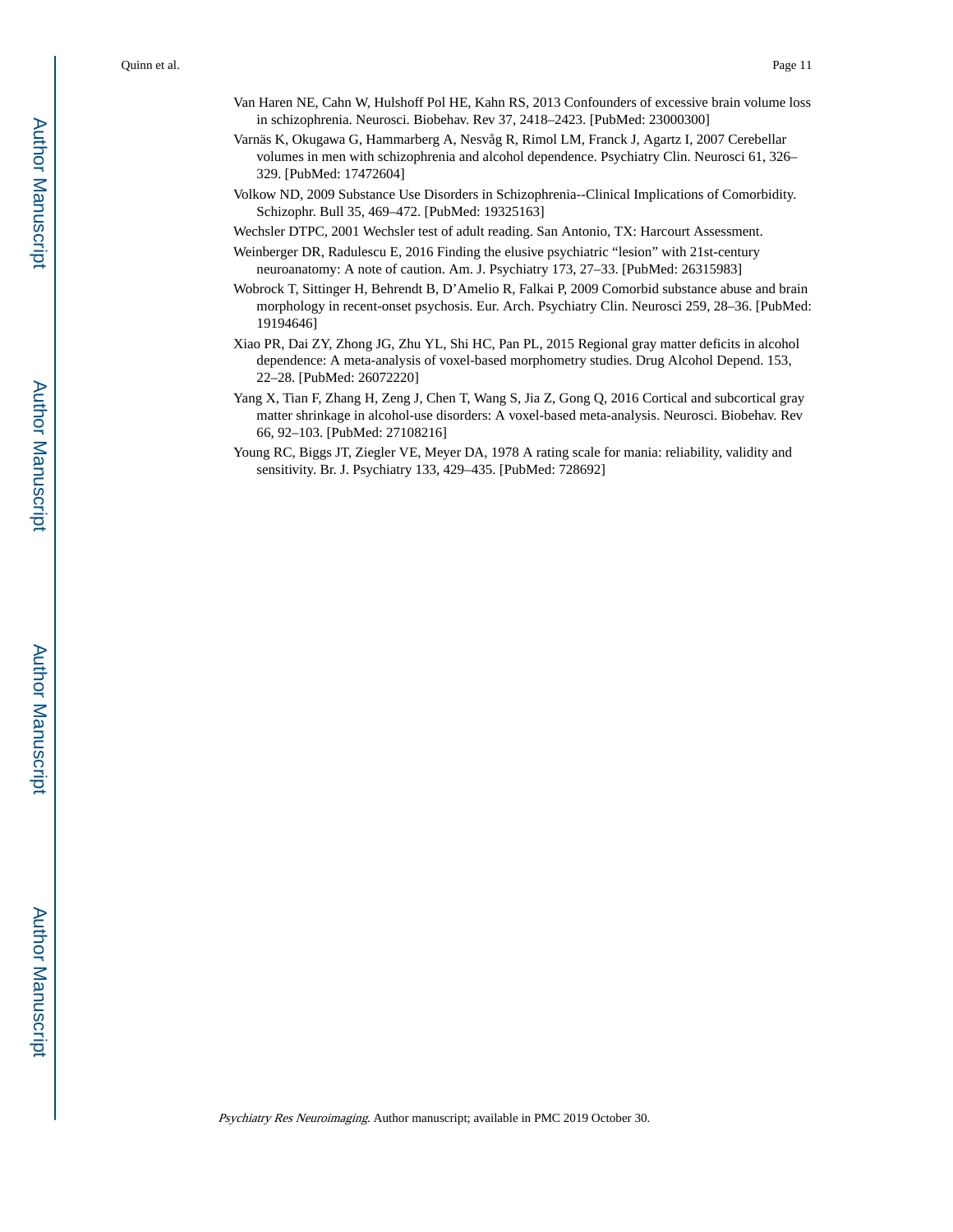Van Haren NE, Cahn W, Hulshoff Pol HE, Kahn RS, 2013 Confounders of excessive brain volume loss in schizophrenia. Neurosci. Biobehav. Rev 37, 2418–2423. [PubMed: 23000300]

Varnäs K, Okugawa G, Hammarberg A, Nesvåg R, Rimol LM, Franck J, Agartz I, 2007 Cerebellar volumes in men with schizophrenia and alcohol dependence. Psychiatry Clin. Neurosci 61, 326–329. [PubMed: 17472604]

Volkow ND, 2009 Substance Use Disorders in Schizophrenia--Clinical Implications of Comorbidity. Schizophr. Bull 35, 469–472. [PubMed: 19325163]

Wechsler DTPC, 2001 Wechsler test of adult reading. San Antonio, TX: Harcourt Assessment.

Weinberger DR, Radulescu E, 2016 Finding the elusive psychiatric "lesion" with 21st-century neuroanatomy: A note of caution. Am. J. Psychiatry 173, 27–33. [PubMed: 26315983]

Wobrock T, Sittinger H, Behrendt B, D'Amelio R, Falkai P, 2009 Comorbid substance abuse and brain morphology in recent-onset psychosis. Eur. Arch. Psychiatry Clin. Neurosci 259, 28–36. [PubMed: 19194646]

Xiao PR, Dai ZY, Zhong JG, Zhu YL, Shi HC, Pan PL, 2015 Regional gray matter deficits in alcohol dependence: A meta-analysis of voxel-based morphometry studies. Drug Alcohol Depend. 153, 22–28. [PubMed: 26072220]

Yang X, Tian F, Zhang H, Zeng J, Chen T, Wang S, Jia Z, Gong Q, 2016 Cortical and subcortical gray matter shrinkage in alcohol-use disorders: A voxel-based meta-analysis. Neurosci. Biobehav. Rev 66, 92–103. [PubMed: 27108216]

Young RC, Biggs JT, Ziegler VE, Meyer DA, 1978 A rating scale for mania: reliability, validity and sensitivity. Br. J. Psychiatry 133, 429–435. [PubMed: 728692]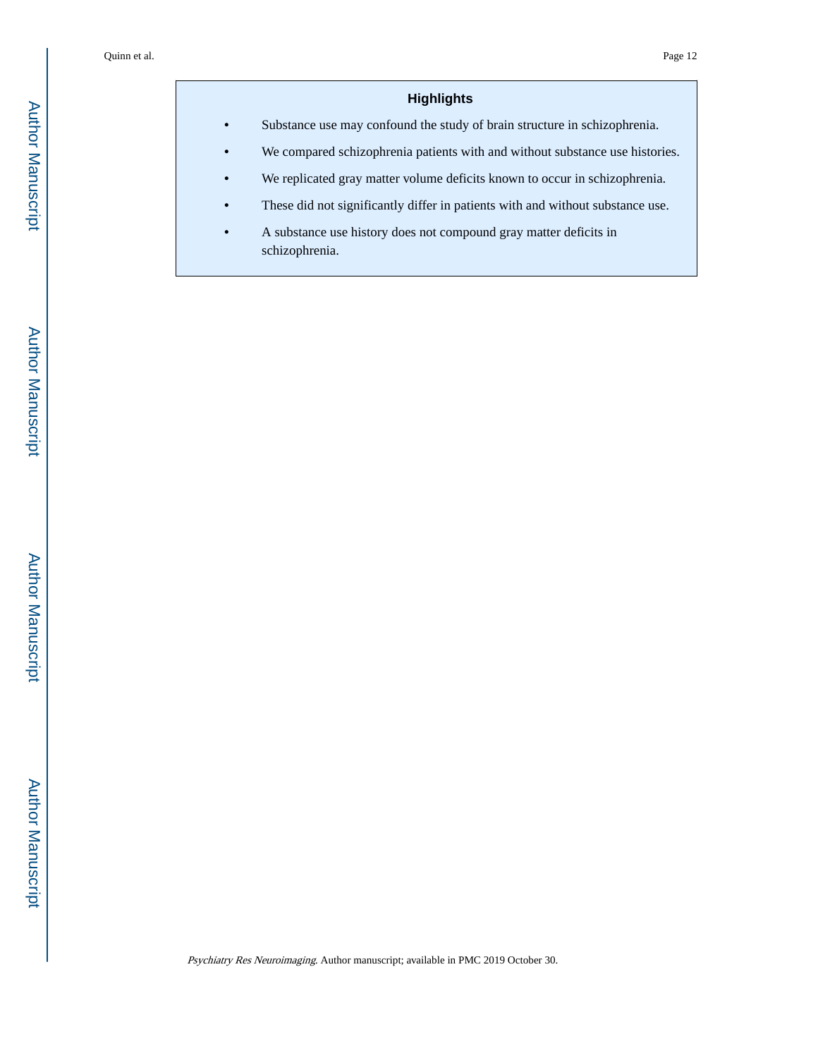## Highlights

- Substance use may confound the study of brain structure in schizophrenia.
- We compared schizophrenia patients with and without substance use histories.
- We replicated gray matter volume deficits known to occur in schizophrenia.
- These did not significantly differ in patients with and without substance use.
- A substance use history does not compound gray matter deficits in schizophrenia.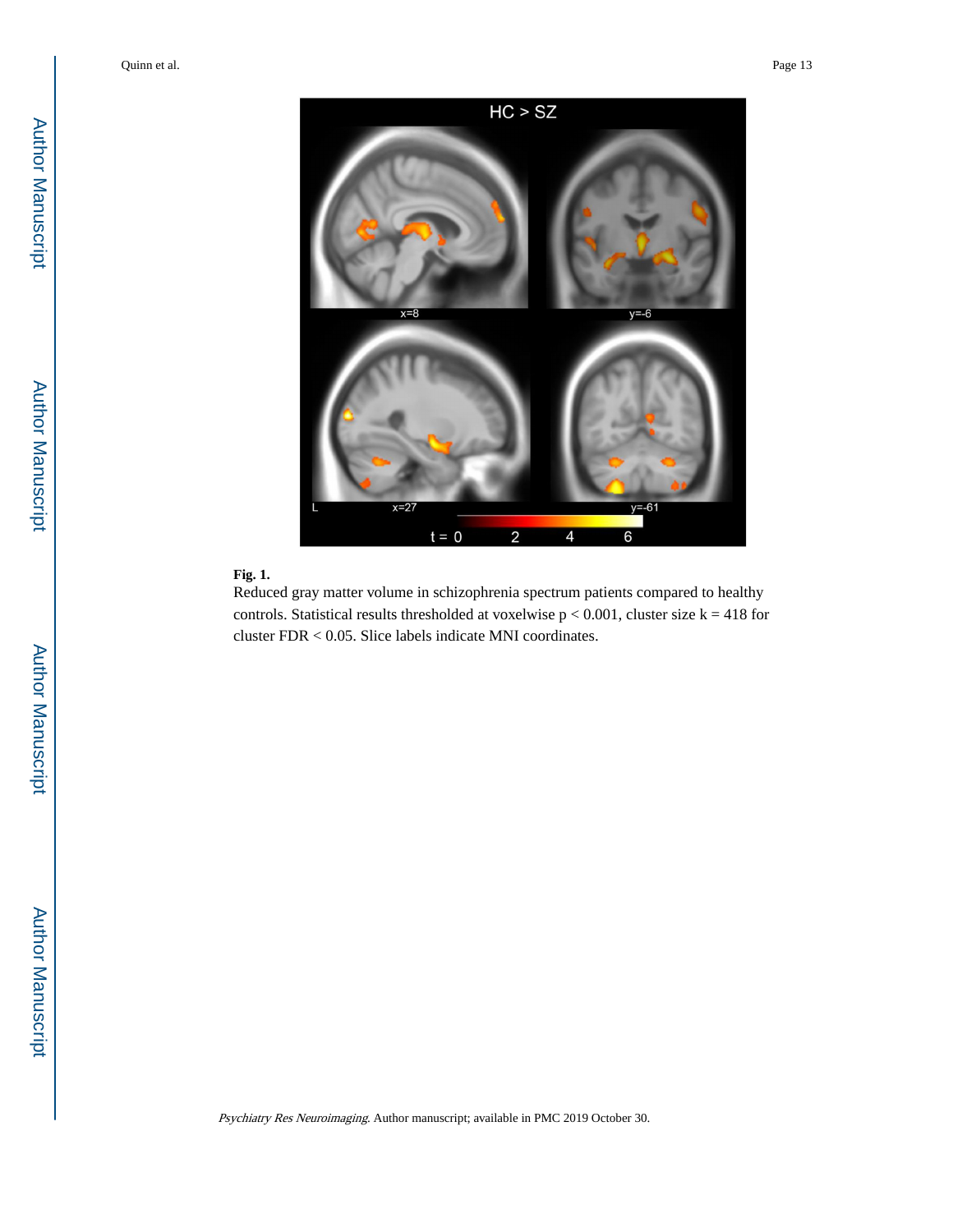**Fig. 1.**

Reduced gray matter volume in schizophrenia spectrum patients compared to healthy controls. Statistical results thresholded at voxelwise $p < 0.001$, cluster size $k = 418$ for cluster FDR $< 0.05$. Slice labels indicate MNI coordinates.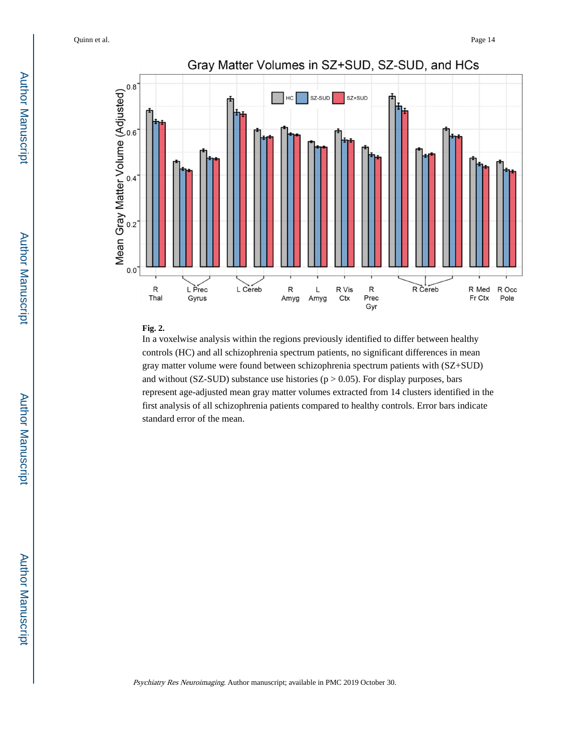Gray Matter Volumes in SZ+SUD, SZ-SUD, and HCs

Mean Gray Matter Volume (Adjusted)

0.8
0.6
0.4
0.2
0.0

HC
SZ-SUD
SZ+SUD

R Thal
L Prec Gyrus
L Cereb
R Amyg
L Amyg
R Vis Ctx
R Prec Gyr
R Cereb
R Med Fr Ctx
R Occ Pole

**Fig. 2.**

In a voxelwise analysis within the regions previously identified to differ between healthy controls (HC) and all schizophrenia spectrum patients, no significant differences in mean gray matter volume were found between schizophrenia spectrum patients with (SZ+SUD) and without (SZ-SUD) substance use histories ($p > 0.05$). For display purposes, bars represent age-adjusted mean gray matter volumes extracted from 14 clusters identified in the first analysis of all schizophrenia patients compared to healthy controls. Error bars indicate standard error of the mean.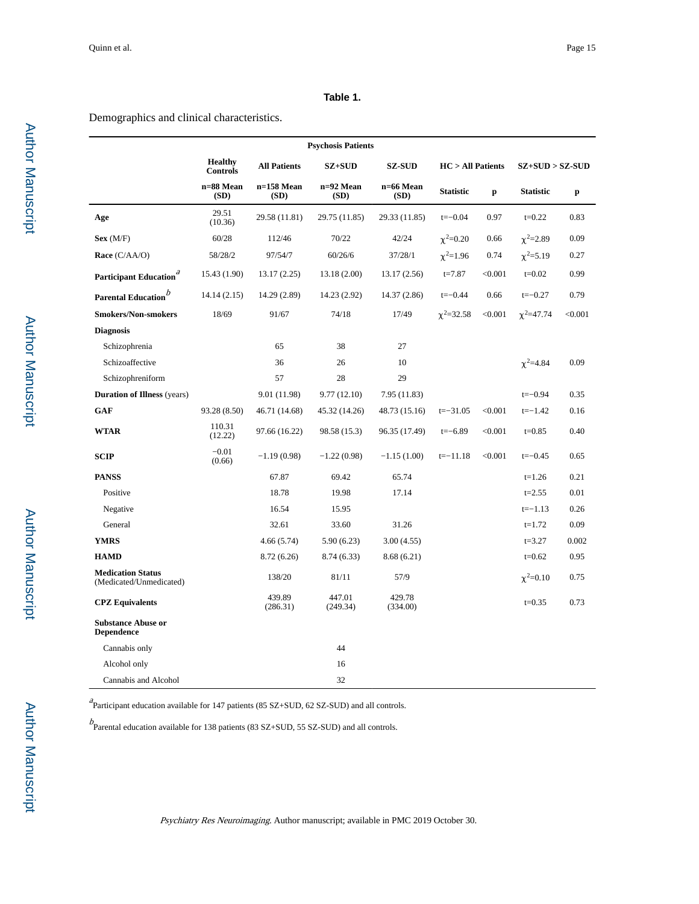**Table 1.**

Demographics and clinical characteristics.

| | | Psychosis Patients | | | | | | |
|---|---|---|---|---|---|---|---|---|
| | Healthy Controls | All Patients | SZ+SUD | SZ-SUD | HC > All Patients | | SZ+SUD > SZ-SUD | |
| | n=88 Mean (SD) | n=158 Mean (SD) | n=92 Mean (SD) | n=66 Mean (SD) | Statistic | p | Statistic | p |
| **Age** | 29.51 (10.36) | 29.58 (11.81) | 29.75 (11.85) | 29.33 (11.85) | t=−0.04 | 0.97 | t=0.22 | 0.83 |
| **Sex** (M/F) | 60/28 | 112/46 | 70/22 | 42/24 | $\chi^2$=0.20 | 0.66 | $\chi^2$=2.89 | 0.09 |
| **Race** (C/AA/O) | 58/28/2 | 97/54/7 | 60/26/6 | 37/28/1 | $\chi^2$=1.96 | 0.74 | $\chi^2$=5.19 | 0.27 |
| **Participant Education**[a] | 15.43 (1.90) | 13.17 (2.25) | 13.18 (2.00) | 13.17 (2.56) | t=7.87 | <0.001 | t=0.02 | 0.99 |
| **Parental Education**[b] | 14.14 (2.15) | 14.29 (2.89) | 14.23 (2.92) | 14.37 (2.86) | t=−0.44 | 0.66 | t=−0.27 | 0.79 |
| **Smokers/Non-smokers** | 18/69 | 91/67 | 74/18 | 17/49 | $\chi^2$=32.58 | <0.001 | $\chi^2$=47.74 | <0.001 |
| **Diagnosis** | | | | | | | | |
| Schizophrenia | | 65 | 38 | 27 | | | | |
| Schizoaffective | | 36 | 26 | 10 | | | $\chi^2$=4.84 | 0.09 |
| Schizophreniform | | 57 | 28 | 29 | | | | |
| **Duration of Illness** (years) | | 9.01 (11.98) | 9.77 (12.10) | 7.95 (11.83) | | | t=−0.94 | 0.35 |
| **GAF** | 93.28 (8.50) | 46.71 (14.68) | 45.32 (14.26) | 48.73 (15.16) | t=−31.05 | <0.001 | t=−1.42 | 0.16 |
| **WTAR** | 110.31 (12.22) | 97.66 (16.22) | 98.58 (15.3) | 96.35 (17.49) | t=−6.89 | <0.001 | t=0.85 | 0.40 |
| **SCIP** | −0.01 (0.66) | −1.19 (0.98) | −1.22 (0.98) | −1.15 (1.00) | t=−11.18 | <0.001 | t=−0.45 | 0.65 |
| **PANSS** | | 67.87 | 69.42 | 65.74 | | | t=1.26 | 0.21 |
| Positive | | 18.78 | 19.98 | 17.14 | | | t=2.55 | 0.01 |
| Negative | | 16.54 | 15.95 | | | | t=−1.13 | 0.26 |
| General | | 32.61 | 33.60 | 31.26 | | | t=1.72 | 0.09 |
| **YMRS** | | 4.66 (5.74) | 5.90 (6.23) | 3.00 (4.55) | | | t=3.27 | 0.002 |
| **HAMD** | | 8.72 (6.26) | 8.74 (6.33) | 8.68 (6.21) | | | t=0.62 | 0.95 |
| **Medication Status** (Medicated/Unmedicated) | | 138/20 | 81/11 | 57/9 | | | $\chi^2$=0.10 | 0.75 |
| **CPZ Equivalents** | | 439.89 (286.31) | 447.01 (249.34) | 429.78 (334.00) | | | t=0.35 | 0.73 |
| **Substance Abuse or Dependence** | | | | | | | | |
| Cannabis only | | | 44 | | | | | |
| Alcohol only | | | 16 | | | | | |
| Cannabis and Alcohol | | | 32 | | | | | |

[a]Participant education available for 147 patients (85 SZ+SUD, 62 SZ-SUD) and all controls.

[b]Parental education available for 138 patients (83 SZ+SUD, 55 SZ-SUD) and all controls.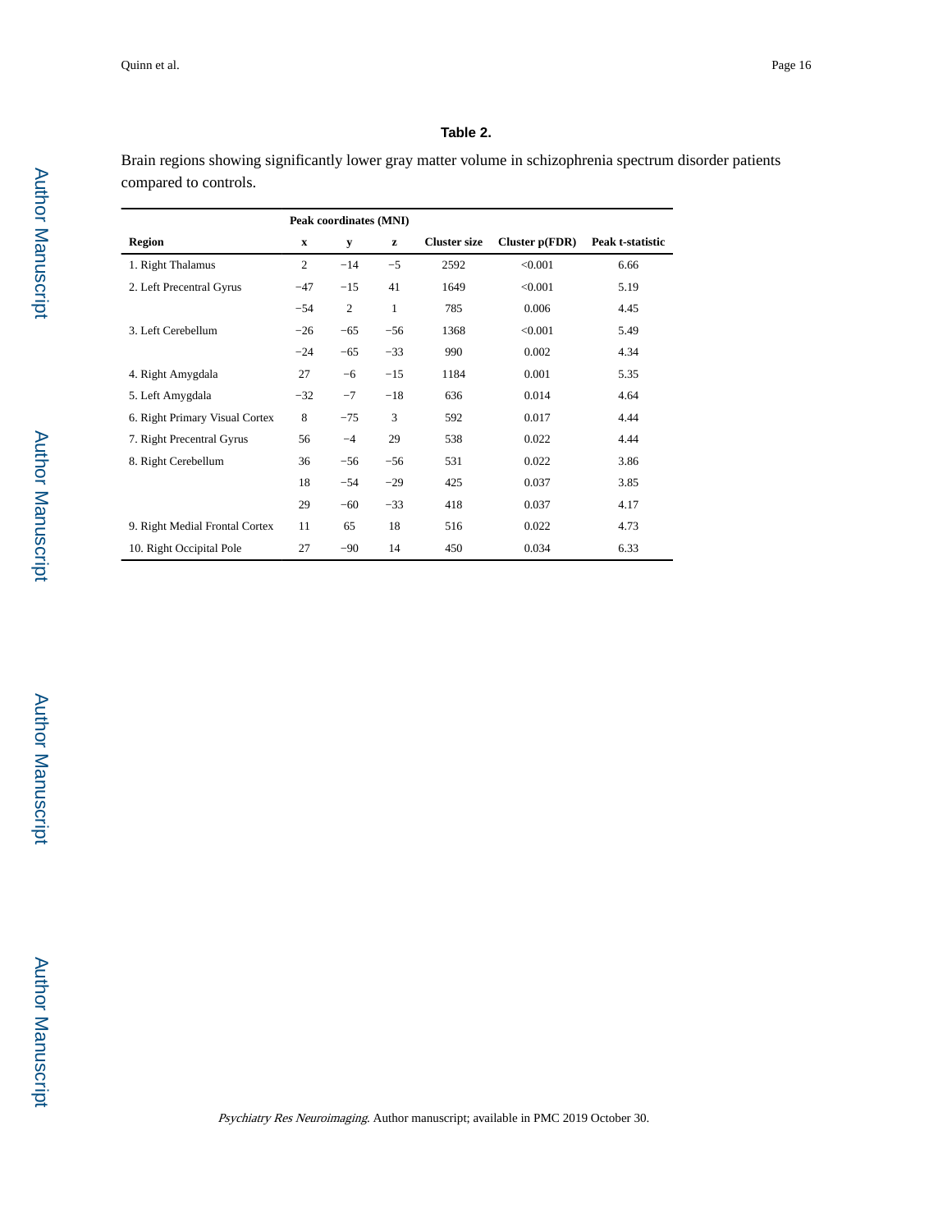**Table 2.**

Brain regions showing significantly lower gray matter volume in schizophrenia spectrum disorder patients compared to controls.

| Region | Peak coordinates (MNI) | | | Cluster size | Cluster p(FDR) | Peak t-statistic |
|---|---|---|---|---|---|---|
| | x | y | z | | | |
| 1. Right Thalamus | 2 | −14 | −5 | 2592 | <0.001 | 6.66 |
| 2. Left Precentral Gyrus | −47 | −15 | 41 | 1649 | <0.001 | 5.19 |
| | −54 | 2 | 1 | 785 | 0.006 | 4.45 |
| 3. Left Cerebellum | −26 | −65 | −56 | 1368 | <0.001 | 5.49 |
| | −24 | −65 | −33 | 990 | 0.002 | 4.34 |
| 4. Right Amygdala | 27 | −6 | −15 | 1184 | 0.001 | 5.35 |
| 5. Left Amygdala | −32 | −7 | −18 | 636 | 0.014 | 4.64 |
| 6. Right Primary Visual Cortex | 8 | −75 | 3 | 592 | 0.017 | 4.44 |
| 7. Right Precentral Gyrus | 56 | −4 | 29 | 538 | 0.022 | 4.44 |
| 8. Right Cerebellum | 36 | −56 | −56 | 531 | 0.022 | 3.86 |
| | 18 | −54 | −29 | 425 | 0.037 | 3.85 |
| | 29 | −60 | −33 | 418 | 0.037 | 4.17 |
| 9. Right Medial Frontal Cortex | 11 | 65 | 18 | 516 | 0.022 | 4.73 |
| 10. Right Occipital Pole | 27 | −90 | 14 | 450 | 0.034 | 6.33 |